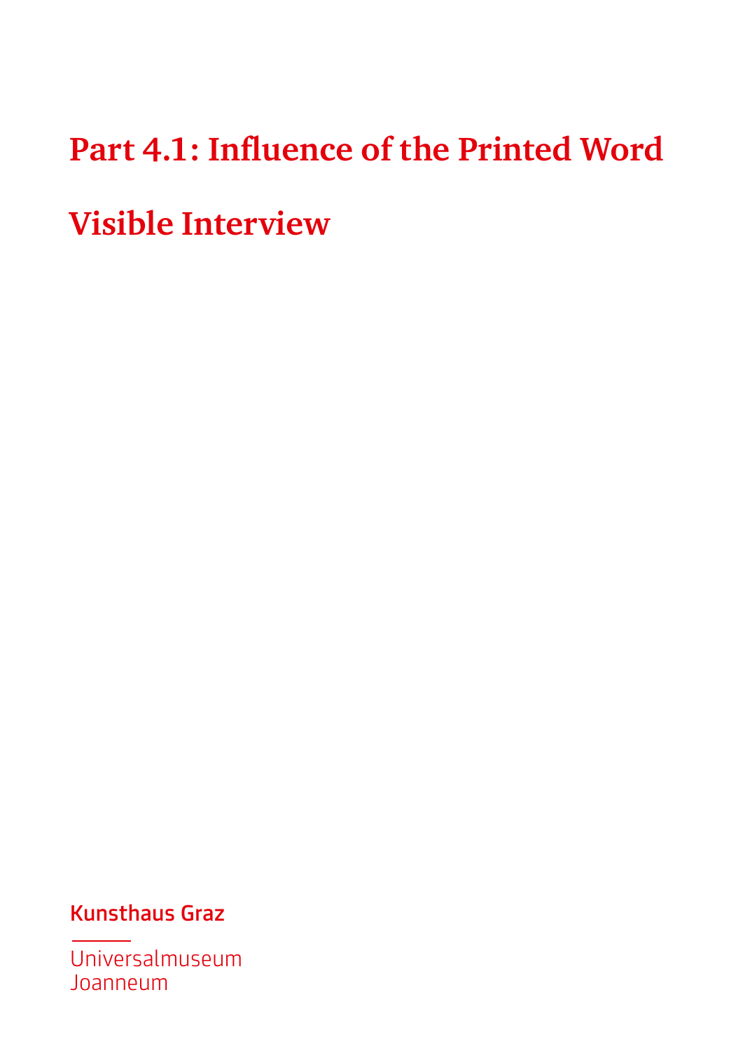# Part 4.1: Influence of the Printed Word

# Visible Interview

Kunsthaus Graz

Universalmuseum
Joanneum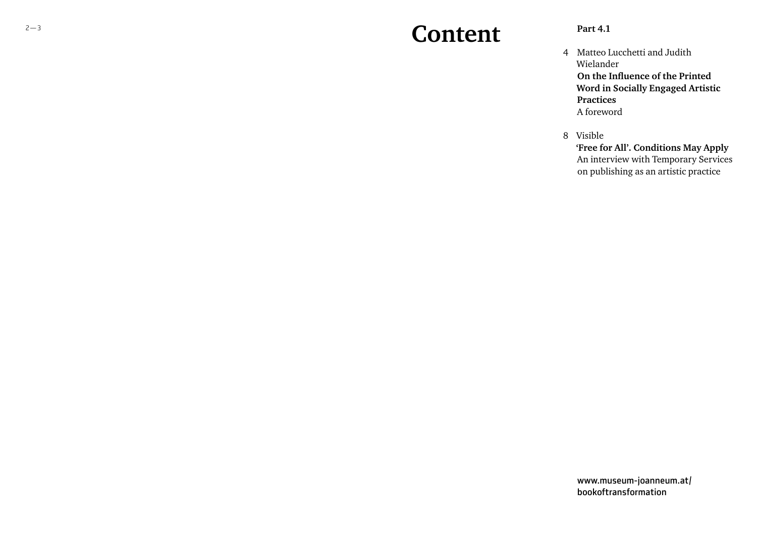# Content

**Part 4.1**

4 Matteo Lucchetti and Judith Wielander
**On the Influence of the Printed Word in Socially Engaged Artistic Practices**
A foreword

8 Visible
**'Free for All'. Conditions May Apply**
An interview with Temporary Services on publishing as an artistic practice

www.museum-joanneum.at/bookoftransformation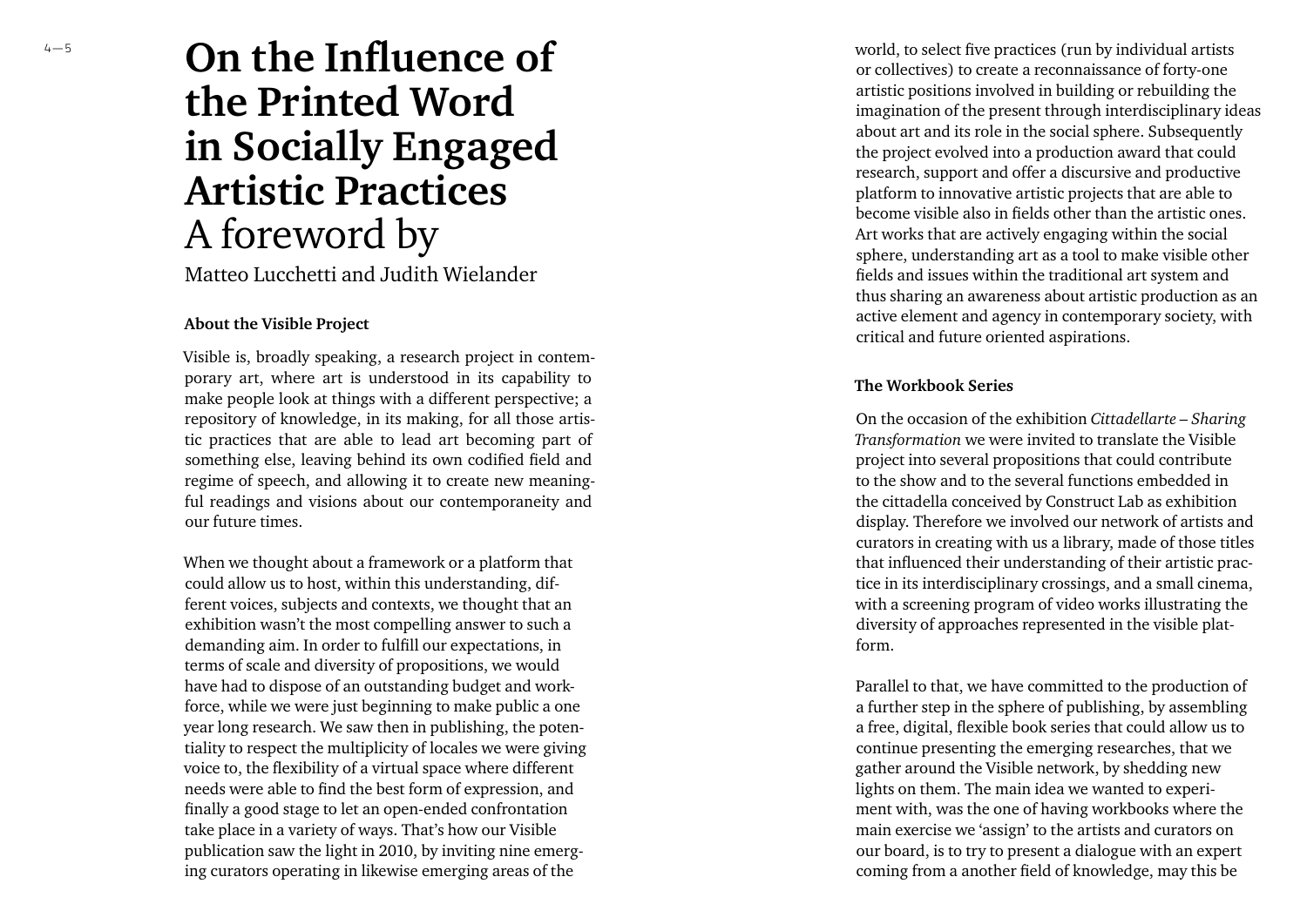# On the Influence of the Printed Word in Socially Engaged Artistic Practices

A foreword by

Matteo Lucchetti and Judith Wielander

### About the Visible Project

Visible is, broadly speaking, a research project in contemporary art, where art is understood in its capability to make people look at things with a different perspective; a repository of knowledge, in its making, for all those artistic practices that are able to lead art becoming part of something else, leaving behind its own codified field and regime of speech, and allowing it to create new meaningful readings and visions about our contemporaneity and our future times.

When we thought about a framework or a platform that could allow us to host, within this understanding, different voices, subjects and contexts, we thought that an exhibition wasn't the most compelling answer to such a demanding aim. In order to fulfill our expectations, in terms of scale and diversity of propositions, we would have had to dispose of an outstanding budget and workforce, while we were just beginning to make public a one year long research. We saw then in publishing, the potentiality to respect the multiplicity of locales we were giving voice to, the flexibility of a virtual space where different needs were able to find the best form of expression, and finally a good stage to let an open-ended confrontation take place in a variety of ways. That's how our Visible publication saw the light in 2010, by inviting nine emerging curators operating in likewise emerging areas of the world, to select five practices (run by individual artists or collectives) to create a reconnaissance of forty-one artistic positions involved in building or rebuilding the imagination of the present through interdisciplinary ideas about art and its role in the social sphere. Subsequently the project evolved into a production award that could research, support and offer a discursive and productive platform to innovative artistic projects that are able to become visible also in fields other than the artistic ones. Art works that are actively engaging within the social sphere, understanding art as a tool to make visible other fields and issues within the traditional art system and thus sharing an awareness about artistic production as an active element and agency in contemporary society, with critical and future oriented aspirations.

### The Workbook Series

On the occasion of the exhibition *Cittadellarte – Sharing Transformation* we were invited to translate the Visible project into several propositions that could contribute to the show and to the several functions embedded in the cittadella conceived by Construct Lab as exhibition display. Therefore we involved our network of artists and curators in creating with us a library, made of those titles that influenced their understanding of their artistic practice in its interdisciplinary crossings, and a small cinema, with a screening program of video works illustrating the diversity of approaches represented in the visible platform.

Parallel to that, we have committed to the production of a further step in the sphere of publishing, by assembling a free, digital, flexible book series that could allow us to continue presenting the emerging researches, that we gather around the Visible network, by shedding new lights on them. The main idea we wanted to experiment with, was the one of having workbooks where the main exercise we 'assign' to the artists and curators on our board, is to try to present a dialogue with an expert coming from a another field of knowledge, may this be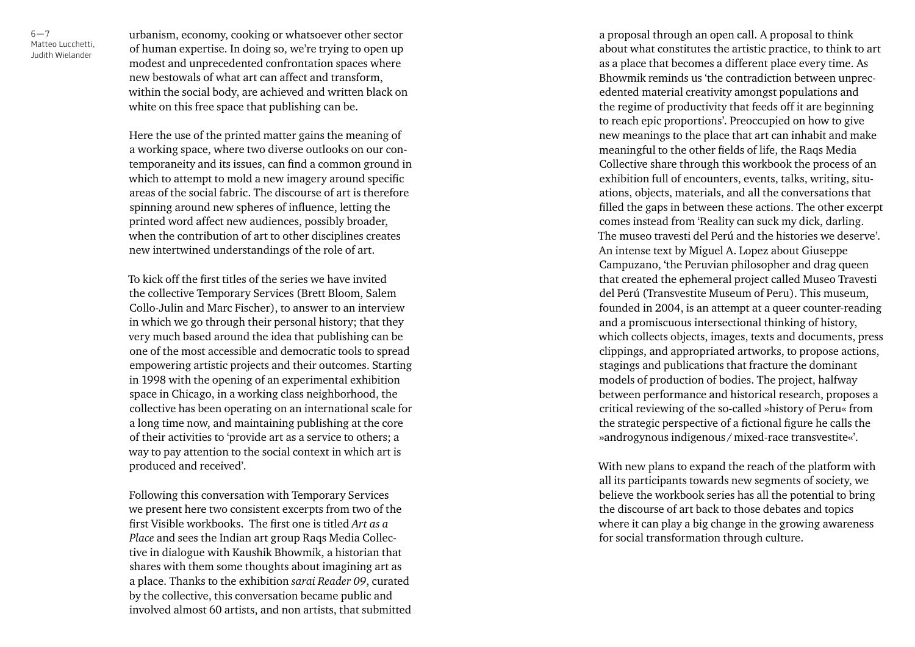urbanism, economy, cooking or whatsoever other sector of human expertise. In doing so, we're trying to open up modest and unprecedented confrontation spaces where new bestowals of what art can affect and transform, within the social body, are achieved and written black on white on this free space that publishing can be.

Here the use of the printed matter gains the meaning of a working space, where two diverse outlooks on our contemporaneity and its issues, can find a common ground in which to attempt to mold a new imagery around specific areas of the social fabric. The discourse of art is therefore spinning around new spheres of influence, letting the printed word affect new audiences, possibly broader, when the contribution of art to other disciplines creates new intertwined understandings of the role of art.

To kick off the first titles of the series we have invited the collective Temporary Services (Brett Bloom, Salem Collo-Julin and Marc Fischer), to answer to an interview in which we go through their personal history; that they very much based around the idea that publishing can be one of the most accessible and democratic tools to spread empowering artistic projects and their outcomes. Starting in 1998 with the opening of an experimental exhibition space in Chicago, in a working class neighborhood, the collective has been operating on an international scale for a long time now, and maintaining publishing at the core of their activities to 'provide art as a service to others; a way to pay attention to the social context in which art is produced and received'.

Following this conversation with Temporary Services we present here two consistent excerpts from two of the first Visible workbooks. The first one is titled *Art as a Place* and sees the Indian art group Raqs Media Collective in dialogue with Kaushik Bhowmik, a historian that shares with them some thoughts about imagining art as a place. Thanks to the exhibition *sarai Reader 09*, curated by the collective, this conversation became public and involved almost 60 artists, and non artists, that submitted a proposal through an open call. A proposal to think about what constitutes the artistic practice, to think to art as a place that becomes a different place every time. As Bhowmik reminds us 'the contradiction between unprecedented material creativity amongst populations and the regime of productivity that feeds off it are beginning to reach epic proportions'. Preoccupied on how to give new meanings to the place that art can inhabit and make meaningful to the other fields of life, the Raqs Media Collective share through this workbook the process of an exhibition full of encounters, events, talks, writing, situations, objects, materials, and all the conversations that filled the gaps in between these actions. The other excerpt comes instead from 'Reality can suck my dick, darling. The museo travesti del Perú and the histories we deserve'. An intense text by Miguel A. Lopez about Giuseppe Campuzano, 'the Peruvian philosopher and drag queen that created the ephemeral project called Museo Travesti del Perú (Transvestite Museum of Peru). This museum, founded in 2004, is an attempt at a queer counter-reading and a promiscuous intersectional thinking of history, which collects objects, images, texts and documents, press clippings, and appropriated artworks, to propose actions, stagings and publications that fracture the dominant models of production of bodies. The project, halfway between performance and historical research, proposes a critical reviewing of the so-called »history of Peru« from the strategic perspective of a fictional figure he calls the »androgynous indigenous / mixed-race transvestite«'.

With new plans to expand the reach of the platform with all its participants towards new segments of society, we believe the workbook series has all the potential to bring the discourse of art back to those debates and topics where it can play a big change in the growing awareness for social transformation through culture.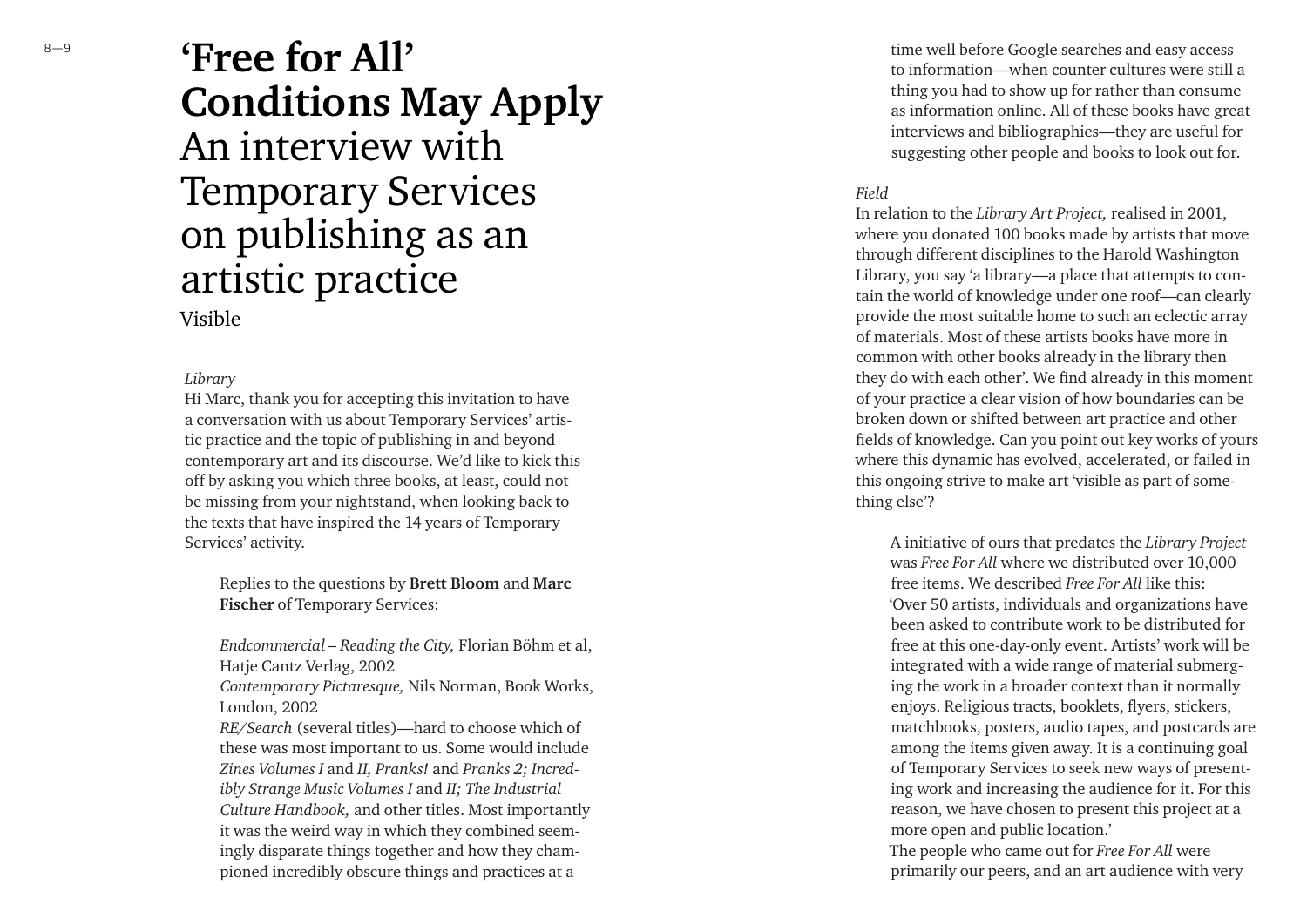# 'Free for All' Conditions May Apply

## An interview with Temporary Services on publishing as an artistic practice

Visible

*Library*

Hi Marc, thank you for accepting this invitation to have a conversation with us about Temporary Services' artistic practice and the topic of publishing in and beyond contemporary art and its discourse. We'd like to kick this off by asking you which three books, at least, could not be missing from your nightstand, when looking back to the texts that have inspired the 14 years of Temporary Services' activity.

> Replies to the questions by **Brett Bloom** and **Marc Fischer** of Temporary Services:
>
> *Endcommercial – Reading the City,* Florian Böhm et al, Hatje Cantz Verlag, 2002
> *Contemporary Pictaresque,* Nils Norman, Book Works, London, 2002
> *RE/Search* (several titles)—hard to choose which of these was most important to us. Some would include *Zines Volumes I* and *II, Pranks!* and *Pranks 2; Incredibly Strange Music Volumes I* and *II; The Industrial Culture Handbook,* and other titles. Most importantly it was the weird way in which they combined seemingly disparate things together and how they championed incredibly obscure things and practices at a time well before Google searches and easy access to information—when counter cultures were still a thing you had to show up for rather than consume as information online. All of these books have great interviews and bibliographies—they are useful for suggesting other people and books to look out for.

*Field*

In relation to the *Library Art Project,* realised in 2001, where you donated 100 books made by artists that move through different disciplines to the Harold Washington Library, you say 'a library—a place that attempts to contain the world of knowledge under one roof—can clearly provide the most suitable home to such an eclectic array of materials. Most of these artists books have more in common with other books already in the library then they do with each other'. We find already in this moment of your practice a clear vision of how boundaries can be broken down or shifted between art practice and other fields of knowledge. Can you point out key works of yours where this dynamic has evolved, accelerated, or failed in this ongoing strive to make art 'visible as part of something else'?

> A initiative of ours that predates the *Library Project* was *Free For All* where we distributed over 10,000 free items. We described *Free For All* like this: 'Over 50 artists, individuals and organizations have been asked to contribute work to be distributed for free at this one-day-only event. Artists' work will be integrated with a wide range of material submerging the work in a broader context than it normally enjoys. Religious tracts, booklets, flyers, stickers, matchbooks, posters, audio tapes, and postcards are among the items given away. It is a continuing goal of Temporary Services to seek new ways of presenting work and increasing the audience for it. For this reason, we have chosen to present this project at a more open and public location.'
>
> The people who came out for *Free For All* were primarily our peers, and an art audience with very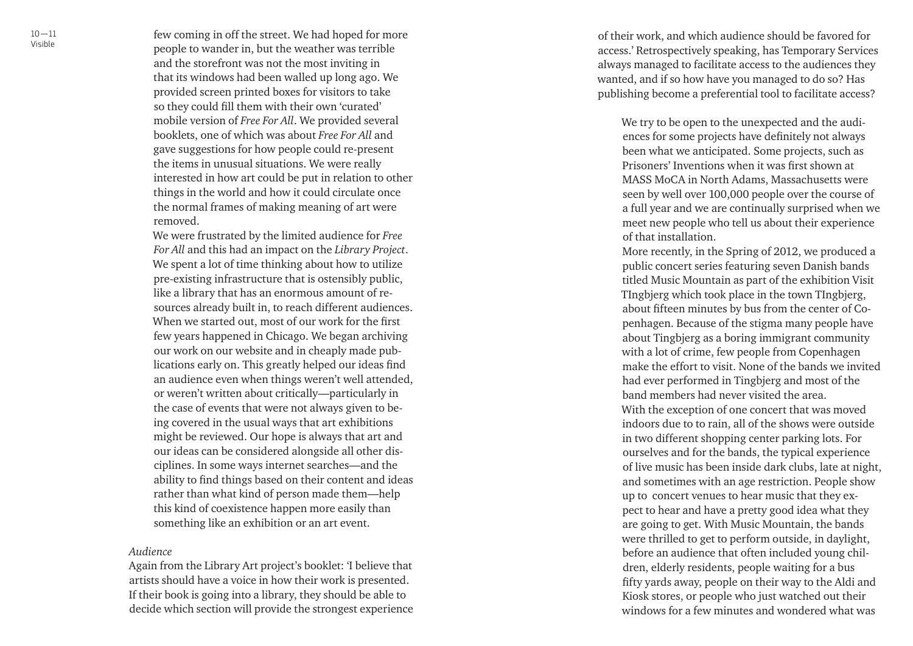few coming in off the street. We had hoped for more people to wander in, but the weather was terrible and the storefront was not the most inviting in that its windows had been walled up long ago. We provided screen printed boxes for visitors to take so they could fill them with their own 'curated' mobile version of *Free For All*. We provided several booklets, one of which was about *Free For All* and gave suggestions for how people could re-present the items in unusual situations. We were really interested in how art could be put in relation to other things in the world and how it could circulate once the normal frames of making meaning of art were removed.

We were frustrated by the limited audience for *Free For All* and this had an impact on the *Library Project*. We spent a lot of time thinking about how to utilize pre-existing infrastructure that is ostensibly public, like a library that has an enormous amount of resources already built in, to reach different audiences. When we started out, most of our work for the first few years happened in Chicago. We began archiving our work on our website and in cheaply made publications early on. This greatly helped our ideas find an audience even when things weren't well attended, or weren't written about critically—particularly in the case of events that were not always given to being covered in the usual ways that art exhibitions might be reviewed. Our hope is always that art and our ideas can be considered alongside all other disciplines. In some ways internet searches—and the ability to find things based on their content and ideas rather than what kind of person made them—help this kind of coexistence happen more easily than something like an exhibition or an art event.

*Audience*

Again from the Library Art project's booklet: 'I believe that artists should have a voice in how their work is presented. If their book is going into a library, they should be able to decide which section will provide the strongest experience of their work, and which audience should be favored for access.' Retrospectively speaking, has Temporary Services always managed to facilitate access to the audiences they wanted, and if so how have you managed to do so? Has publishing become a preferential tool to facilitate access?

We try to be open to the unexpected and the audiences for some projects have definitely not always been what we anticipated. Some projects, such as Prisoners' Inventions when it was first shown at MASS MoCA in North Adams, Massachusetts were seen by well over 100,000 people over the course of a full year and we are continually surprised when we meet new people who tell us about their experience of that installation.

More recently, in the Spring of 2012, we produced a public concert series featuring seven Danish bands titled Music Mountain as part of the exhibition Visit TIngbjerg which took place in the town TIngbjerg, about fifteen minutes by bus from the center of Copenhagen. Because of the stigma many people have about Tingbjerg as a boring immigrant community with a lot of crime, few people from Copenhagen make the effort to visit. None of the bands we invited had ever performed in Tingbjerg and most of the band members had never visited the area.

With the exception of one concert that was moved indoors due to to rain, all of the shows were outside in two different shopping center parking lots. For ourselves and for the bands, the typical experience of live music has been inside dark clubs, late at night, and sometimes with an age restriction. People show up to concert venues to hear music that they expect to hear and have a pretty good idea what they are going to get. With Music Mountain, the bands were thrilled to get to perform outside, in daylight, before an audience that often included young children, elderly residents, people waiting for a bus fifty yards away, people on their way to the Aldi and Kiosk stores, or people who just watched out their windows for a few minutes and wondered what was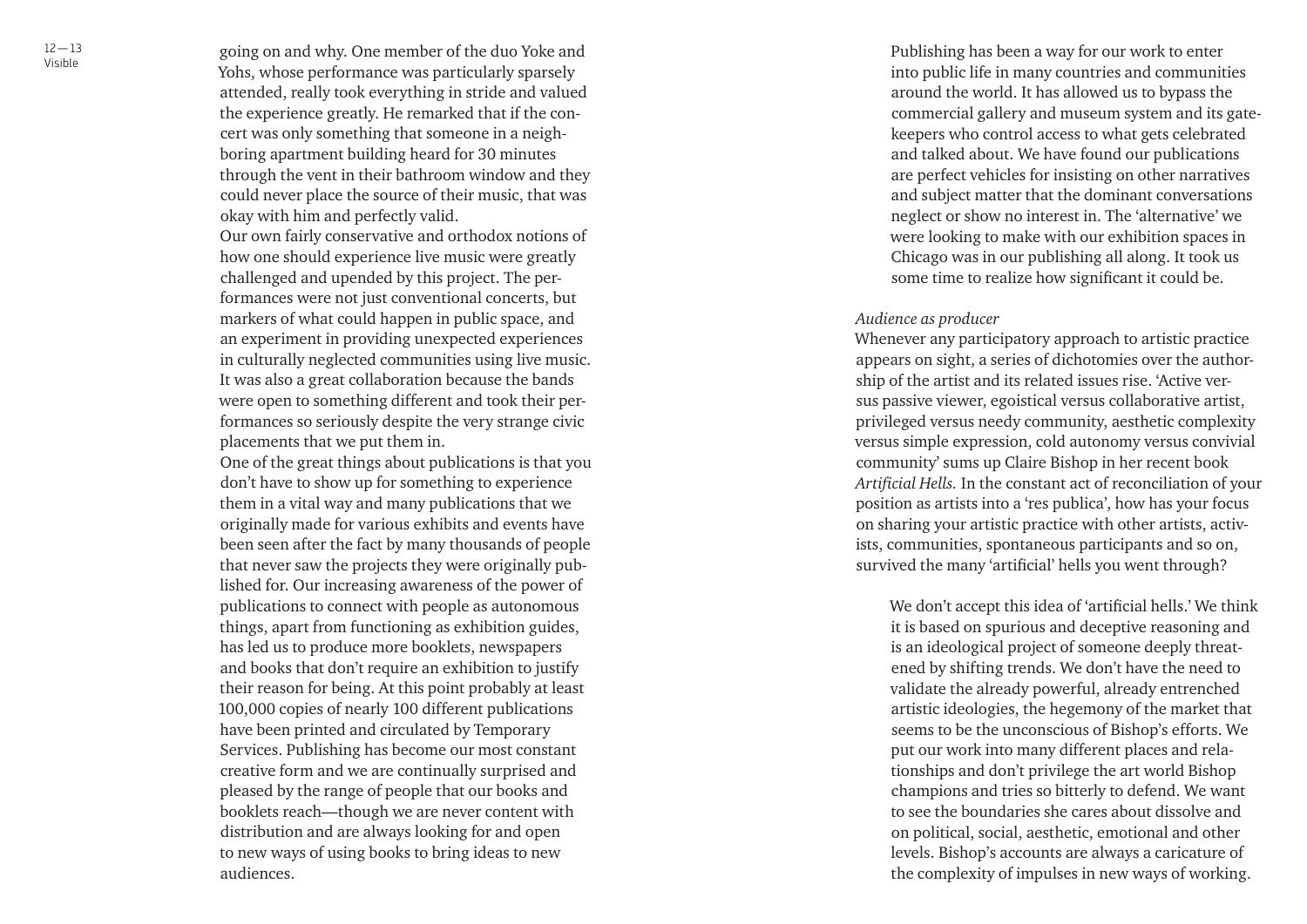going on and why. One member of the duo Yoke and Yohs, whose performance was particularly sparsely attended, really took everything in stride and valued the experience greatly. He remarked that if the concert was only something that someone in a neighboring apartment building heard for 30 minutes through the vent in their bathroom window and they could never place the source of their music, that was okay with him and perfectly valid.

Our own fairly conservative and orthodox notions of how one should experience live music were greatly challenged and upended by this project. The performances were not just conventional concerts, but markers of what could happen in public space, and an experiment in providing unexpected experiences in culturally neglected communities using live music. It was also a great collaboration because the bands were open to something different and took their performances so seriously despite the very strange civic placements that we put them in.

One of the great things about publications is that you don't have to show up for something to experience them in a vital way and many publications that we originally made for various exhibits and events have been seen after the fact by many thousands of people that never saw the projects they were originally published for. Our increasing awareness of the power of publications to connect with people as autonomous things, apart from functioning as exhibition guides, has led us to produce more booklets, newspapers and books that don't require an exhibition to justify their reason for being. At this point probably at least 100,000 copies of nearly 100 different publications have been printed and circulated by Temporary Services. Publishing has become our most constant creative form and we are continually surprised and pleased by the range of people that our books and booklets reach—though we are never content with distribution and are always looking for and open to new ways of using books to bring ideas to new audiences.

Publishing has been a way for our work to enter into public life in many countries and communities around the world. It has allowed us to bypass the commercial gallery and museum system and its gatekeepers who control access to what gets celebrated and talked about. We have found our publications are perfect vehicles for insisting on other narratives and subject matter that the dominant conversations neglect or show no interest in. The 'alternative' we were looking to make with our exhibition spaces in Chicago was in our publishing all along. It took us some time to realize how significant it could be.

*Audience as producer*

Whenever any participatory approach to artistic practice appears on sight, a series of dichotomies over the authorship of the artist and its related issues rise. 'Active versus passive viewer, egoistical versus collaborative artist, privileged versus needy community, aesthetic complexity versus simple expression, cold autonomy versus convivial community' sums up Claire Bishop in her recent book *Artificial Hells.* In the constant act of reconciliation of your position as artists into a 'res publica', how has your focus on sharing your artistic practice with other artists, activists, communities, spontaneous participants and so on, survived the many 'artificial' hells you went through?

We don't accept this idea of 'artificial hells.' We think it is based on spurious and deceptive reasoning and is an ideological project of someone deeply threatened by shifting trends. We don't have the need to validate the already powerful, already entrenched artistic ideologies, the hegemony of the market that seems to be the unconscious of Bishop's efforts. We put our work into many different places and relationships and don't privilege the art world Bishop champions and tries so bitterly to defend. We want to see the boundaries she cares about dissolve and on political, social, aesthetic, emotional and other levels. Bishop's accounts are always a caricature of the complexity of impulses in new ways of working.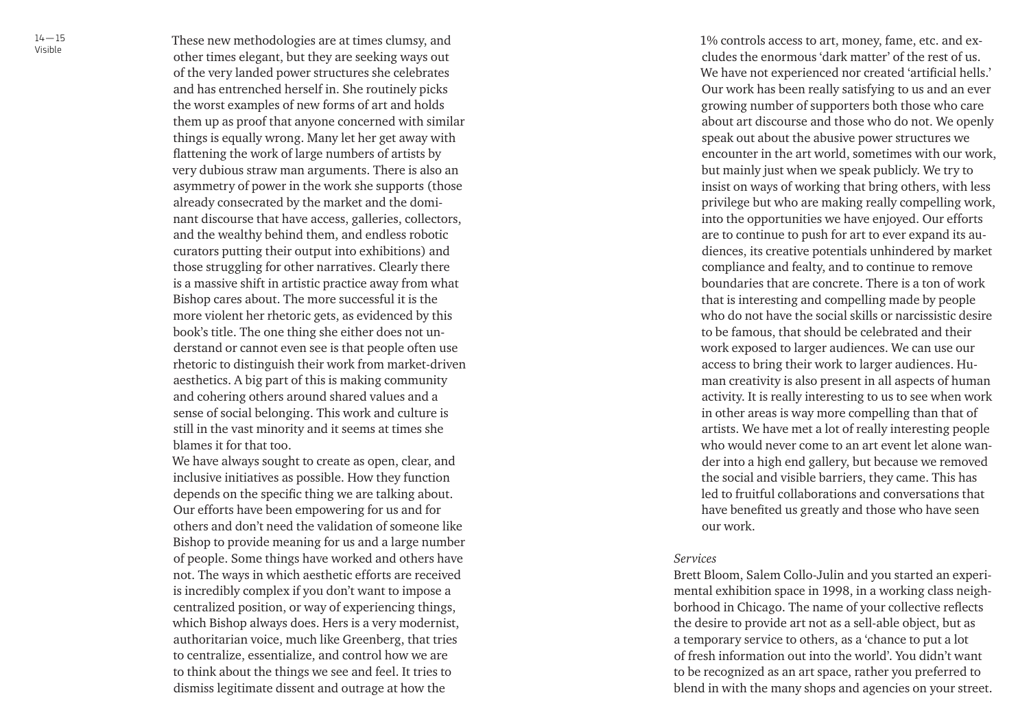These new methodologies are at times clumsy, and other times elegant, but they are seeking ways out of the very landed power structures she celebrates and has entrenched herself in. She routinely picks the worst examples of new forms of art and holds them up as proof that anyone concerned with similar things is equally wrong. Many let her get away with flattening the work of large numbers of artists by very dubious straw man arguments. There is also an asymmetry of power in the work she supports (those already consecrated by the market and the dominant discourse that have access, galleries, collectors, and the wealthy behind them, and endless robotic curators putting their output into exhibitions) and those struggling for other narratives. Clearly there is a massive shift in artistic practice away from what Bishop cares about. The more successful it is the more violent her rhetoric gets, as evidenced by this book's title. The one thing she either does not understand or cannot even see is that people often use rhetoric to distinguish their work from market-driven aesthetics. A big part of this is making community and cohering others around shared values and a sense of social belonging. This work and culture is still in the vast minority and it seems at times she blames it for that too.

We have always sought to create as open, clear, and inclusive initiatives as possible. How they function depends on the specific thing we are talking about. Our efforts have been empowering for us and for others and don't need the validation of someone like Bishop to provide meaning for us and a large number of people. Some things have worked and others have not. The ways in which aesthetic efforts are received is incredibly complex if you don't want to impose a centralized position, or way of experiencing things, which Bishop always does. Hers is a very modernist, authoritarian voice, much like Greenberg, that tries to centralize, essentialize, and control how we are to think about the things we see and feel. It tries to dismiss legitimate dissent and outrage at how the 1% controls access to art, money, fame, etc. and excludes the enormous 'dark matter' of the rest of us. We have not experienced nor created 'artificial hells.' Our work has been really satisfying to us and an ever growing number of supporters both those who care about art discourse and those who do not. We openly speak out about the abusive power structures we encounter in the art world, sometimes with our work, but mainly just when we speak publicly. We try to insist on ways of working that bring others, with less privilege but who are making really compelling work, into the opportunities we have enjoyed. Our efforts are to continue to push for art to ever expand its audiences, its creative potentials unhindered by market compliance and fealty, and to continue to remove boundaries that are concrete. There is a ton of work that is interesting and compelling made by people who do not have the social skills or narcissistic desire to be famous, that should be celebrated and their work exposed to larger audiences. We can use our access to bring their work to larger audiences. Human creativity is also present in all aspects of human activity. It is really interesting to us to see when work in other areas is way more compelling than that of artists. We have met a lot of really interesting people who would never come to an art event let alone wander into a high end gallery, but because we removed the social and visible barriers, they came. This has led to fruitful collaborations and conversations that have benefited us greatly and those who have seen our work.

*Services*

Brett Bloom, Salem Collo-Julin and you started an experimental exhibition space in 1998, in a working class neighborhood in Chicago. The name of your collective reflects the desire to provide art not as a sell-able object, but as a temporary service to others, as a 'chance to put a lot of fresh information out into the world'. You didn't want to be recognized as an art space, rather you preferred to blend in with the many shops and agencies on your street.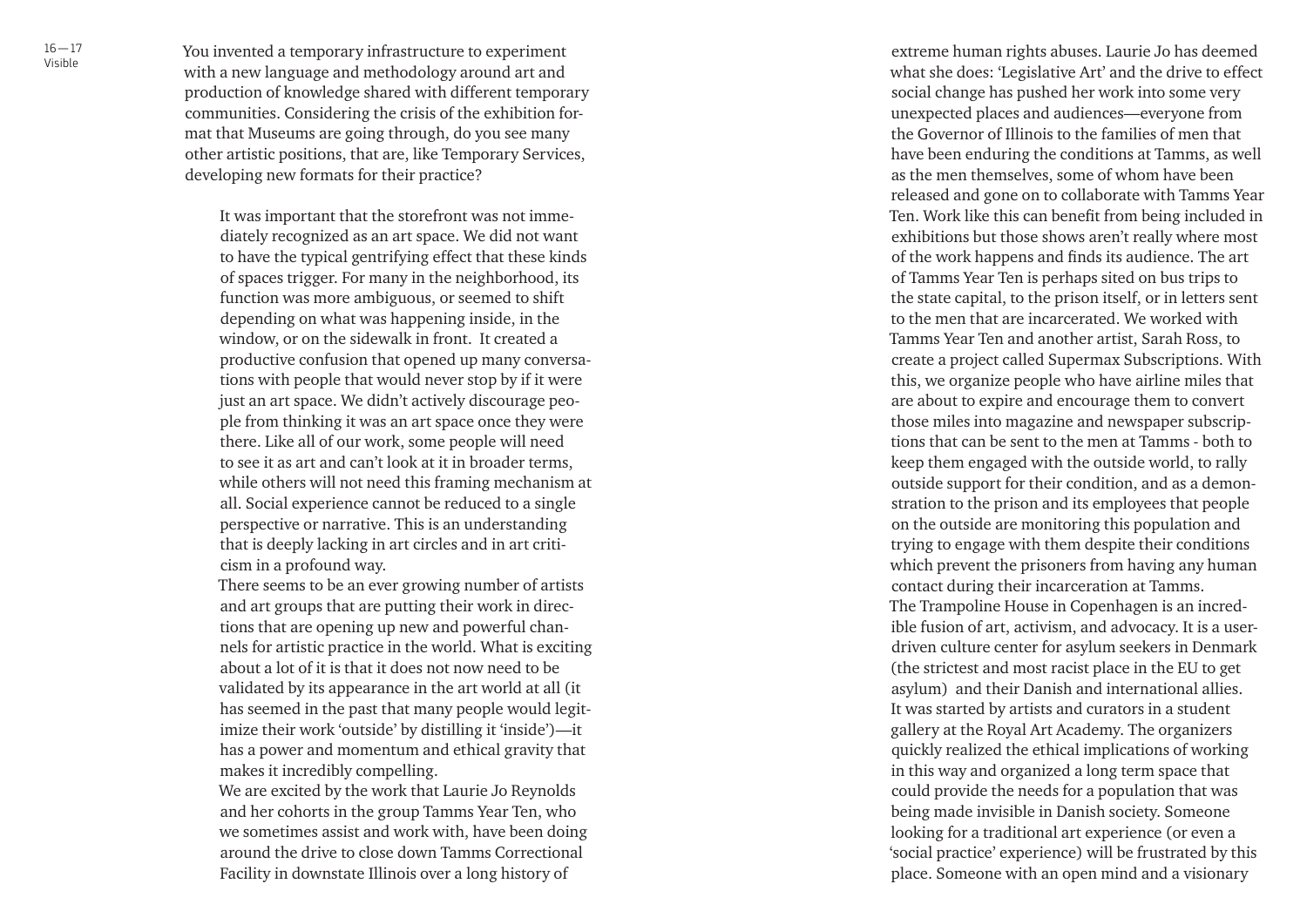You invented a temporary infrastructure to experiment with a new language and methodology around art and production of knowledge shared with different temporary communities. Considering the crisis of the exhibition format that Museums are going through, do you see many other artistic positions, that are, like Temporary Services, developing new formats for their practice?

It was important that the storefront was not immediately recognized as an art space. We did not want to have the typical gentrifying effect that these kinds of spaces trigger. For many in the neighborhood, its function was more ambiguous, or seemed to shift depending on what was happening inside, in the window, or on the sidewalk in front. It created a productive confusion that opened up many conversations with people that would never stop by if it were just an art space. We didn't actively discourage people from thinking it was an art space once they were there. Like all of our work, some people will need to see it as art and can't look at it in broader terms, while others will not need this framing mechanism at all. Social experience cannot be reduced to a single perspective or narrative. This is an understanding that is deeply lacking in art circles and in art criticism in a profound way.

There seems to be an ever growing number of artists and art groups that are putting their work in directions that are opening up new and powerful channels for artistic practice in the world. What is exciting about a lot of it is that it does not now need to be validated by its appearance in the art world at all (it has seemed in the past that many people would legitimize their work 'outside' by distilling it 'inside')—it has a power and momentum and ethical gravity that makes it incredibly compelling.

We are excited by the work that Laurie Jo Reynolds and her cohorts in the group Tamms Year Ten, who we sometimes assist and work with, have been doing around the drive to close down Tamms Correctional Facility in downstate Illinois over a long history of extreme human rights abuses. Laurie Jo has deemed what she does: 'Legislative Art' and the drive to effect social change has pushed her work into some very unexpected places and audiences—everyone from the Governor of Illinois to the families of men that have been enduring the conditions at Tamms, as well as the men themselves, some of whom have been released and gone on to collaborate with Tamms Year Ten. Work like this can benefit from being included in exhibitions but those shows aren't really where most of the work happens and finds its audience. The art of Tamms Year Ten is perhaps sited on bus trips to the state capital, to the prison itself, or in letters sent to the men that are incarcerated. We worked with Tamms Year Ten and another artist, Sarah Ross, to create a project called Supermax Subscriptions. With this, we organize people who have airline miles that are about to expire and encourage them to convert those miles into magazine and newspaper subscriptions that can be sent to the men at Tamms - both to keep them engaged with the outside world, to rally outside support for their condition, and as a demonstration to the prison and its employees that people on the outside are monitoring this population and trying to engage with them despite their conditions which prevent the prisoners from having any human contact during their incarceration at Tamms.

The Trampoline House in Copenhagen is an incredible fusion of art, activism, and advocacy. It is a user-driven culture center for asylum seekers in Denmark (the strictest and most racist place in the EU to get asylum) and their Danish and international allies. It was started by artists and curators in a student gallery at the Royal Art Academy. The organizers quickly realized the ethical implications of working in this way and organized a long term space that could provide the needs for a population that was being made invisible in Danish society. Someone looking for a traditional art experience (or even a 'social practice' experience) will be frustrated by this place. Someone with an open mind and a visionary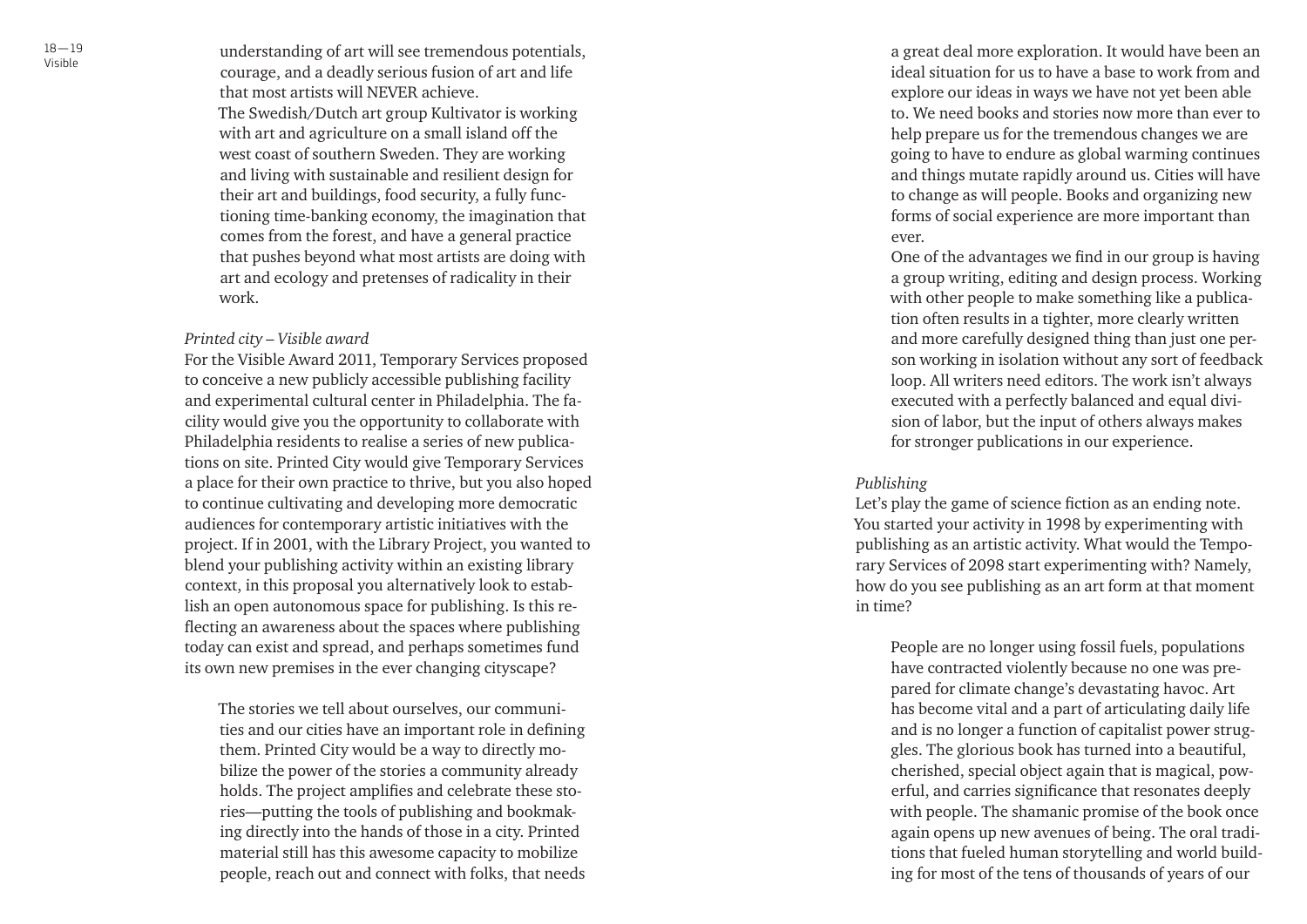understanding of art will see tremendous potentials, courage, and a deadly serious fusion of art and life that most artists will NEVER achieve.

The Swedish/Dutch art group Kultivator is working with art and agriculture on a small island off the west coast of southern Sweden. They are working and living with sustainable and resilient design for their art and buildings, food security, a fully functioning time-banking economy, the imagination that comes from the forest, and have a general practice that pushes beyond what most artists are doing with art and ecology and pretenses of radicality in their work.

*Printed city – Visible award*

For the Visible Award 2011, Temporary Services proposed to conceive a new publicly accessible publishing facility and experimental cultural center in Philadelphia. The facility would give you the opportunity to collaborate with Philadelphia residents to realise a series of new publications on site. Printed City would give Temporary Services a place for their own practice to thrive, but you also hoped to continue cultivating and developing more democratic audiences for contemporary artistic initiatives with the project. If in 2001, with the Library Project, you wanted to blend your publishing activity within an existing library context, in this proposal you alternatively look to establish an open autonomous space for publishing. Is this reflecting an awareness about the spaces where publishing today can exist and spread, and perhaps sometimes fund its own new premises in the ever changing cityscape?

The stories we tell about ourselves, our communities and our cities have an important role in defining them. Printed City would be a way to directly mobilize the power of the stories a community already holds. The project amplifies and celebrate these stories—putting the tools of publishing and bookmaking directly into the hands of those in a city. Printed material still has this awesome capacity to mobilize people, reach out and connect with folks, that needs a great deal more exploration. It would have been an ideal situation for us to have a base to work from and explore our ideas in ways we have not yet been able to. We need books and stories now more than ever to help prepare us for the tremendous changes we are going to have to endure as global warming continues and things mutate rapidly around us. Cities will have to change as will people. Books and organizing new forms of social experience are more important than ever.

One of the advantages we find in our group is having a group writing, editing and design process. Working with other people to make something like a publication often results in a tighter, more clearly written and more carefully designed thing than just one person working in isolation without any sort of feedback loop. All writers need editors. The work isn't always executed with a perfectly balanced and equal division of labor, but the input of others always makes for stronger publications in our experience.

*Publishing*

Let's play the game of science fiction as an ending note. You started your activity in 1998 by experimenting with publishing as an artistic activity. What would the Temporary Services of 2098 start experimenting with? Namely, how do you see publishing as an art form at that moment in time?

People are no longer using fossil fuels, populations have contracted violently because no one was prepared for climate change's devastating havoc. Art has become vital and a part of articulating daily life and is no longer a function of capitalist power struggles. The glorious book has turned into a beautiful, cherished, special object again that is magical, powerful, and carries significance that resonates deeply with people. The shamanic promise of the book once again opens up new avenues of being. The oral traditions that fueled human storytelling and world building for most of the tens of thousands of years of our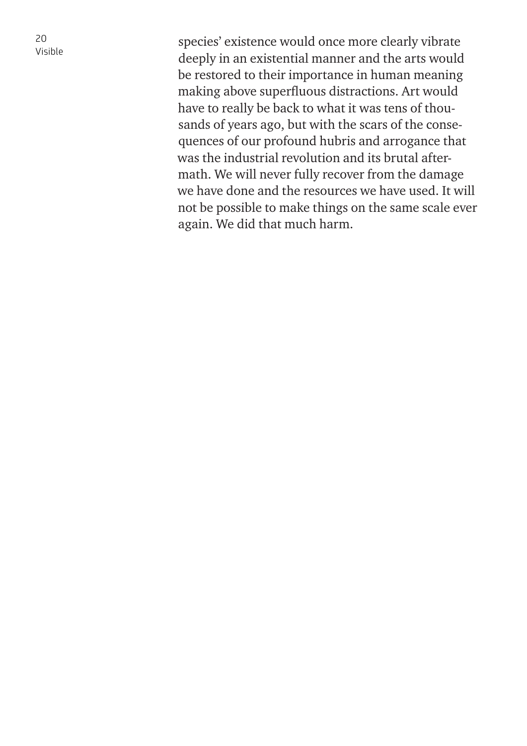species' existence would once more clearly vibrate deeply in an existential manner and the arts would be restored to their importance in human meaning making above superfluous distractions. Art would have to really be back to what it was tens of thousands of years ago, but with the scars of the consequences of our profound hubris and arrogance that was the industrial revolution and its brutal aftermath. We will never fully recover from the damage we have done and the resources we have used. It will not be possible to make things on the same scale ever again. We did that much harm.